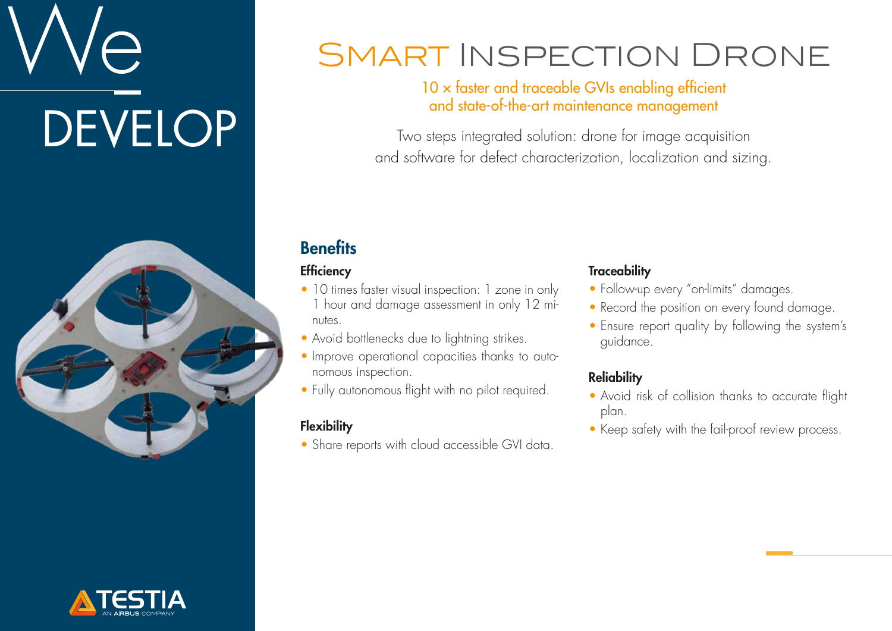We DEVELOP

# Smart Inspection Drone

10 × faster and traceable GVIs enabling efficient and state-of-the-art maintenance management

Two steps integrated solution: drone for image acquisition and software for defect characterization, localization and sizing.

## Benefits

### Efficiency

- 10 times faster visual inspection: 1 zone in only 1 hour and damage assessment in only 12 minutes.
- Avoid bottlenecks due to lightning strikes.
- Improve operational capacities thanks to autonomous inspection.
- Fully autonomous flight with no pilot required.

### Flexibility

- Share reports with cloud accessible GVI data.

### Traceability

- Follow-up every "on-limits" damages.
- Record the position on every found damage.
- Ensure report quality by following the system's guidance.

### Reliability

- Avoid risk of collision thanks to accurate flight plan.
- Keep safety with the fail-proof review process.

TESTIA
AN AIRBUS COMPANY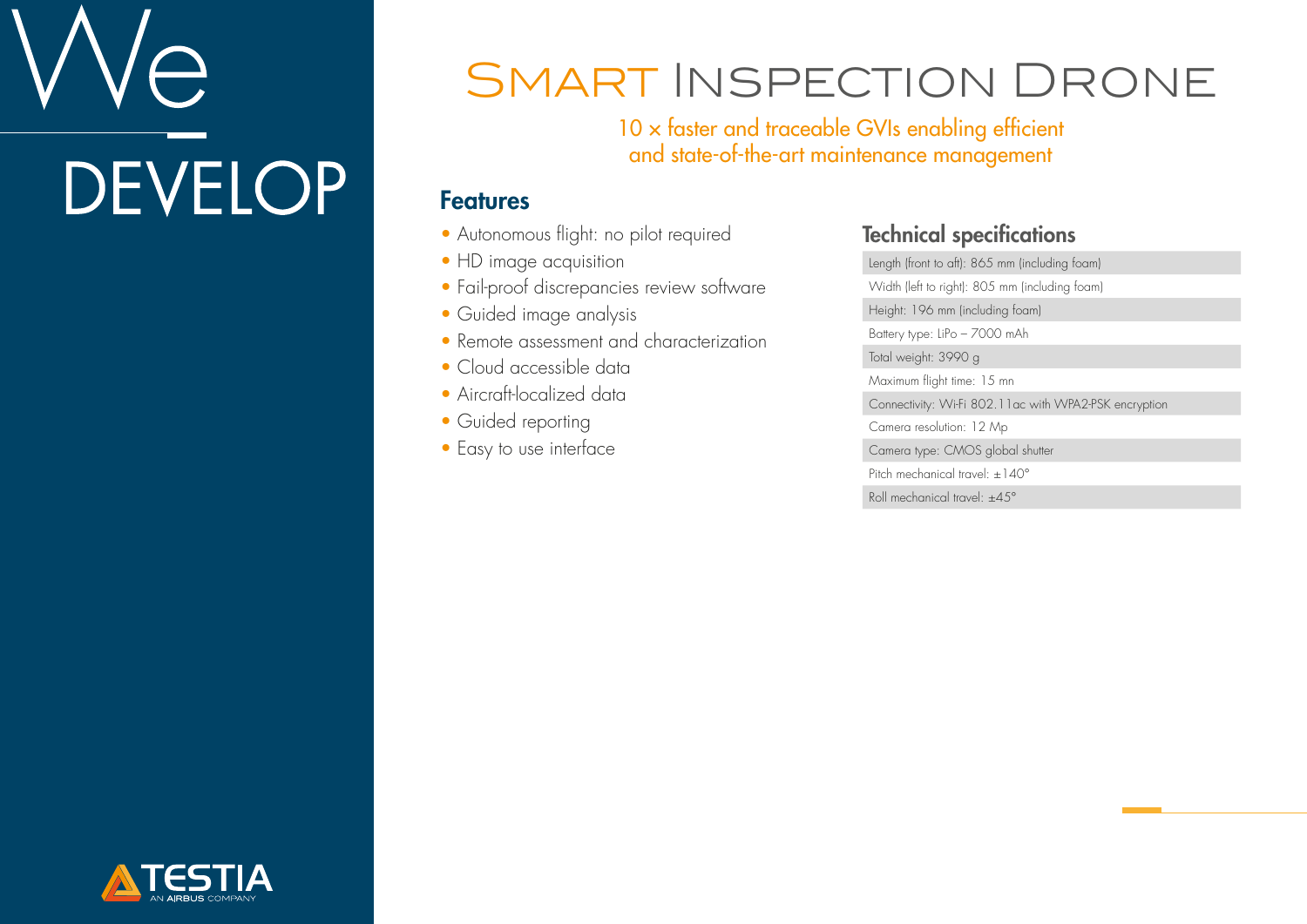We DEVELOP

# Smart Inspection Drone

10 × faster and traceable GVIs enabling efficient and state-of-the-art maintenance management

## Features

- Autonomous flight: no pilot required
- HD image acquisition
- Fail-proof discrepancies review software
- Guided image analysis
- Remote assessment and characterization
- Cloud accessible data
- Aircraft-localized data
- Guided reporting
- Easy to use interface

## Technical specifications

| |
|---|
| Length (front to aft): 865 mm (including foam) |
| Width (left to right): 805 mm (including foam) |
| Height: 196 mm (including foam) |
| Battery type: LiPo – 7000 mAh |
| Total weight: 3990 g |
| Maximum flight time: 15 mn |
| Connectivity: Wi-Fi 802.11ac with WPA2-PSK encryption |
| Camera resolution: 12 Mp |
| Camera type: CMOS global shutter |
| Pitch mechanical travel: ±140° |
| Roll mechanical travel: ±45° |

TESTIA
AN AIRBUS COMPANY